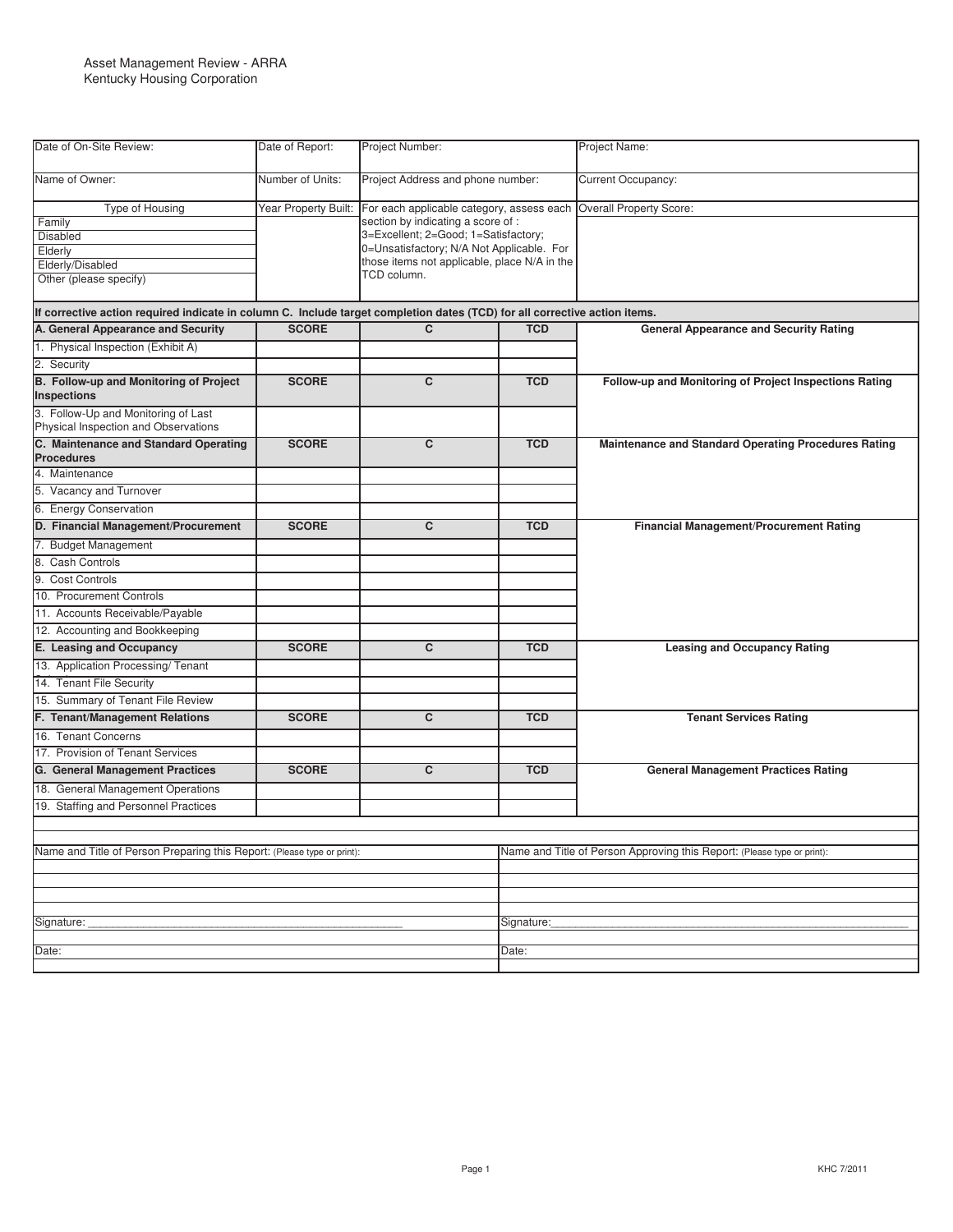Asset Management Review - ARRA
Kentucky Housing Corporation

| Date of On-Site Review: | Date of Report: | Project Number: | Project Name: |
|---|---|---|---|
| Name of Owner: | Number of Units: | Project Address and phone number: | Current Occupancy: |
| Type of Housing<br>Family<br>Disabled<br>Elderly<br>Elderly/Disabled<br>Other (please specify) | Year Property Built: | For each applicable category, assess each section by indicating a score of : 3=Excellent; 2=Good; 1=Satisfactory; 0=Unsatisfactory; N/A Not Applicable. For those items not applicable, place N/A in the TCD column. | Overall Property Score: |

**If corrective action required indicate in column C. Include target completion dates (TCD) for all corrective action items.**

| **A. General Appearance and Security** | **SCORE** | **C** | **TCD** | **General Appearance and Security Rating** |
|---|---|---|---|---|
| 1. Physical Inspection (Exhibit A) | | | | |
| 2. Security | | | | |
| **B. Follow-up and Monitoring of Project Inspections** | **SCORE** | **C** | **TCD** | **Follow-up and Monitoring of Project Inspections Rating** |
| 3. Follow-Up and Monitoring of Last Physical Inspection and Observations | | | | |
| **C. Maintenance and Standard Operating Procedures** | **SCORE** | **C** | **TCD** | **Maintenance and Standard Operating Procedures Rating** |
| 4. Maintenance | | | | |
| 5. Vacancy and Turnover | | | | |
| 6. Energy Conservation | | | | |
| **D. Financial Management/Procurement** | **SCORE** | **C** | **TCD** | **Financial Management/Procurement Rating** |
| 7. Budget Management | | | | |
| 8. Cash Controls | | | | |
| 9. Cost Controls | | | | |
| 10. Procurement Controls | | | | |
| 11. Accounts Receivable/Payable | | | | |
| 12. Accounting and Bookkeeping | | | | |
| **E. Leasing and Occupancy** | **SCORE** | **C** | **TCD** | **Leasing and Occupancy Rating** |
| 13. Application Processing/ Tenant | | | | |
| 14. Tenant File Security | | | | |
| 15. Summary of Tenant File Review | | | | |
| **F. Tenant/Management Relations** | **SCORE** | **C** | **TCD** | **Tenant Services Rating** |
| 16. Tenant Concerns | | | | |
| 17. Provision of Tenant Services | | | | |
| **G. General Management Practices** | **SCORE** | **C** | **TCD** | **General Management Practices Rating** |
| 18. General Management Operations | | | | |
| 19. Staffing and Personnel Practices | | | | |

| Name and Title of Person Preparing this Report: (Please type or print): | Name and Title of Person Approving this Report: (Please type or print): |
|---|---|
| | |
| | |
| | |
| Signature: ____________________________________________ | Signature: ____________________________________________ |
| Date: | Date: |

KHC 7/2011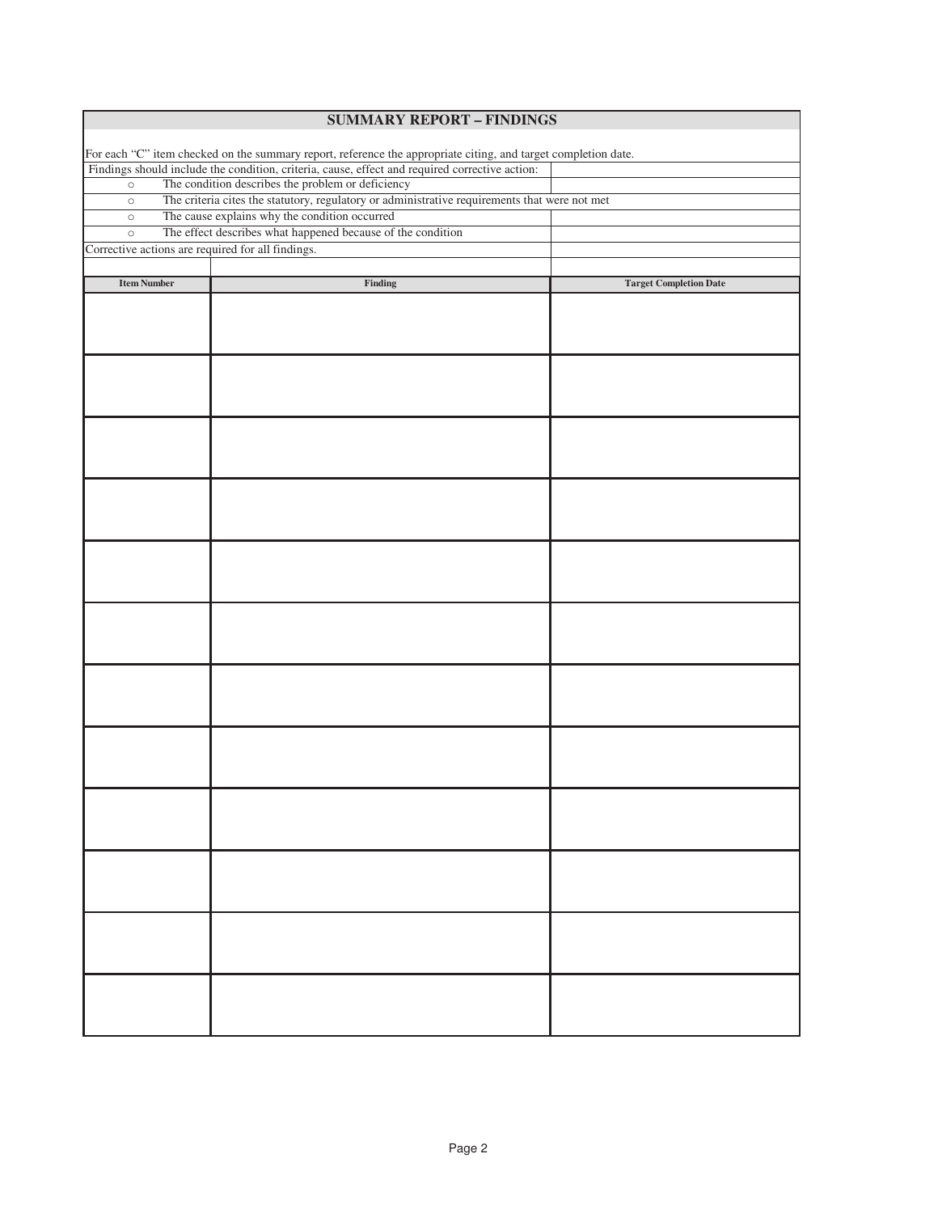## SUMMARY REPORT – FINDINGS

For each "C" item checked on the summary report, reference the appropriate citing, and target completion date.

Findings should include the condition, criteria, cause, effect and required corrective action:

- The condition describes the problem or deficiency
- The criteria cites the statutory, regulatory or administrative requirements that were not met
- The cause explains why the condition occurred
- The effect describes what happened because of the condition

Corrective actions are required for all findings.

| Item Number | Finding | Target Completion Date |
|---|---|---|
| | | |
| | | |
| | | |
| | | |
| | | |
| | | |
| | | |
| | | |
| | | |
| | | |
| | | |
| | | |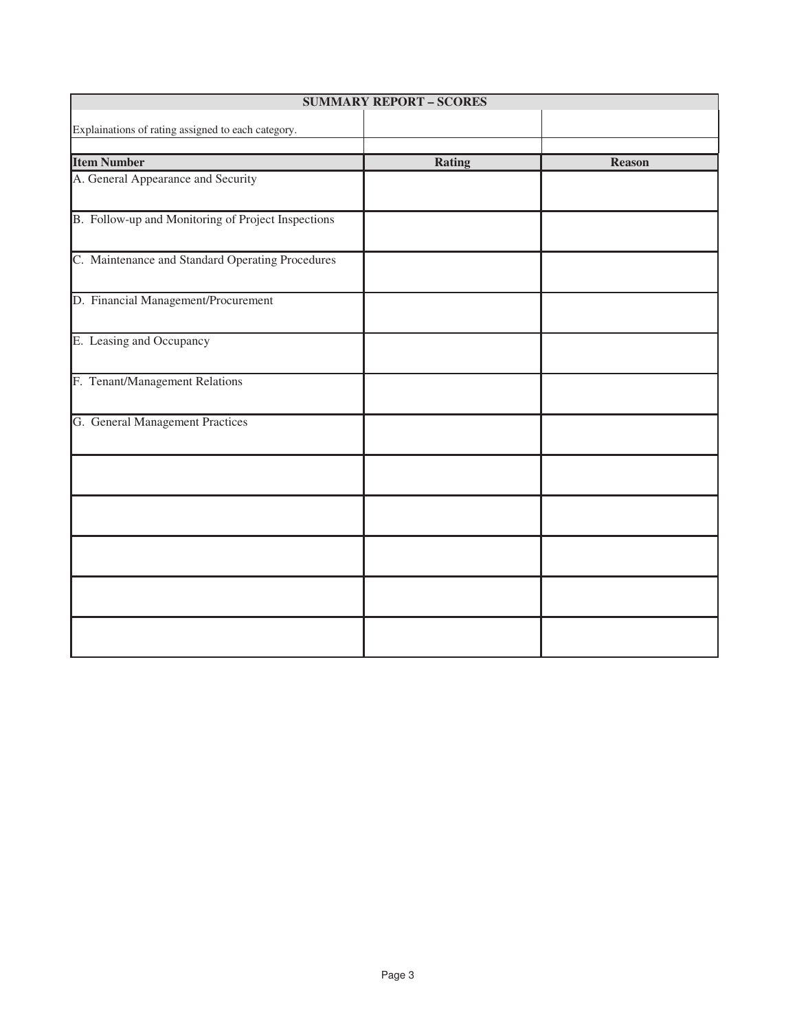| SUMMARY REPORT – SCORES | | |
|---|---|---|
| Explainations of rating assigned to each category. | | |
| | | |
| **Item Number** | **Rating** | **Reason** |
| A. General Appearance and Security | | |
| B. Follow-up and Monitoring of Project Inspections | | |
| C. Maintenance and Standard Operating Procedures | | |
| D. Financial Management/Procurement | | |
| E. Leasing and Occupancy | | |
| F. Tenant/Management Relations | | |
| G. General Management Practices | | |
| | | |
| | | |
| | | |
| | | |
| | | |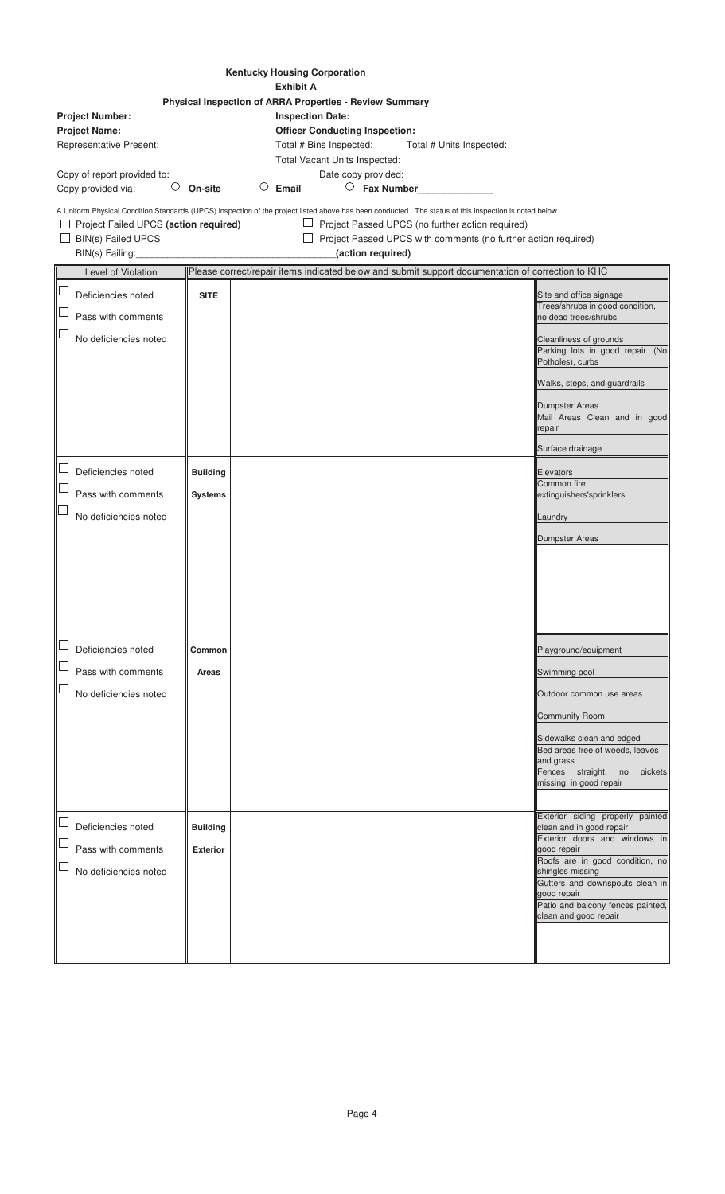**Kentucky Housing Corporation**

**Exhibit A**

**Physical Inspection of ARRA Properties - Review Summary**

**Project Number:** **Inspection Date:**

**Project Name:** **Officer Conducting Inspection:**

Representative Present: Total # Bins Inspected: Total # Units Inspected:

Total Vacant Units Inspected:

Copy of report provided to: Date copy provided:

Copy provided via: ○ **On-site** ○ **Email** ○ **Fax Number**_____________

A Uniform Physical Condition Standards (UPCS) inspection of the project listed above has been conducted. The status of this inspection is noted below.

☐ Project Failed UPCS **(action required)** ☐ Project Passed UPCS (no further action required)

☐ BIN(s) Failed UPCS ☐ Project Passed UPCS with comments (no further action required)

BIN(s) Failing:___________________________________**(action required)**

| Level of Violation | Please correct/repair items indicated below and submit support documentation of correction to KHC | | |
|---|---|---|---|
| ☐ Deficiencies noted<br>☐ Pass with comments<br>☐ No deficiencies noted | **SITE** | | Site and office signage<br>Trees/shrubs in good condition, no dead trees/shrubs<br>Cleanliness of grounds<br>Parking lots in good repair (No Potholes), curbs<br>Walks, steps, and guardrails<br>Dumpster Areas<br>Mail Areas Clean and in good repair<br>Surface drainage |
| ☐ Deficiencies noted<br>☐ Pass with comments<br>☐ No deficiencies noted | **Building Systems** | | Elevators<br>Common fire extinguishers'sprinklers<br>Laundry<br>Dumpster Areas |
| ☐ Deficiencies noted<br>☐ Pass with comments<br>☐ No deficiencies noted | **Common Areas** | | Playground/equipment<br>Swimming pool<br>Outdoor common use areas<br>Community Room<br>Sidewalks clean and edged<br>Bed areas free of weeds, leaves and grass<br>Fences straight, no pickets missing, in good repair |
| ☐ Deficiencies noted<br>☐ Pass with comments<br>☐ No deficiencies noted | **Building Exterior** | | Exterior siding properly painted clean and in good repair<br>Exterior doors and windows in good repair<br>Roofs are in good condition, no shingles missing<br>Gutters and downspouts clean in good repair<br>Patio and balcony fences painted, clean and good repair |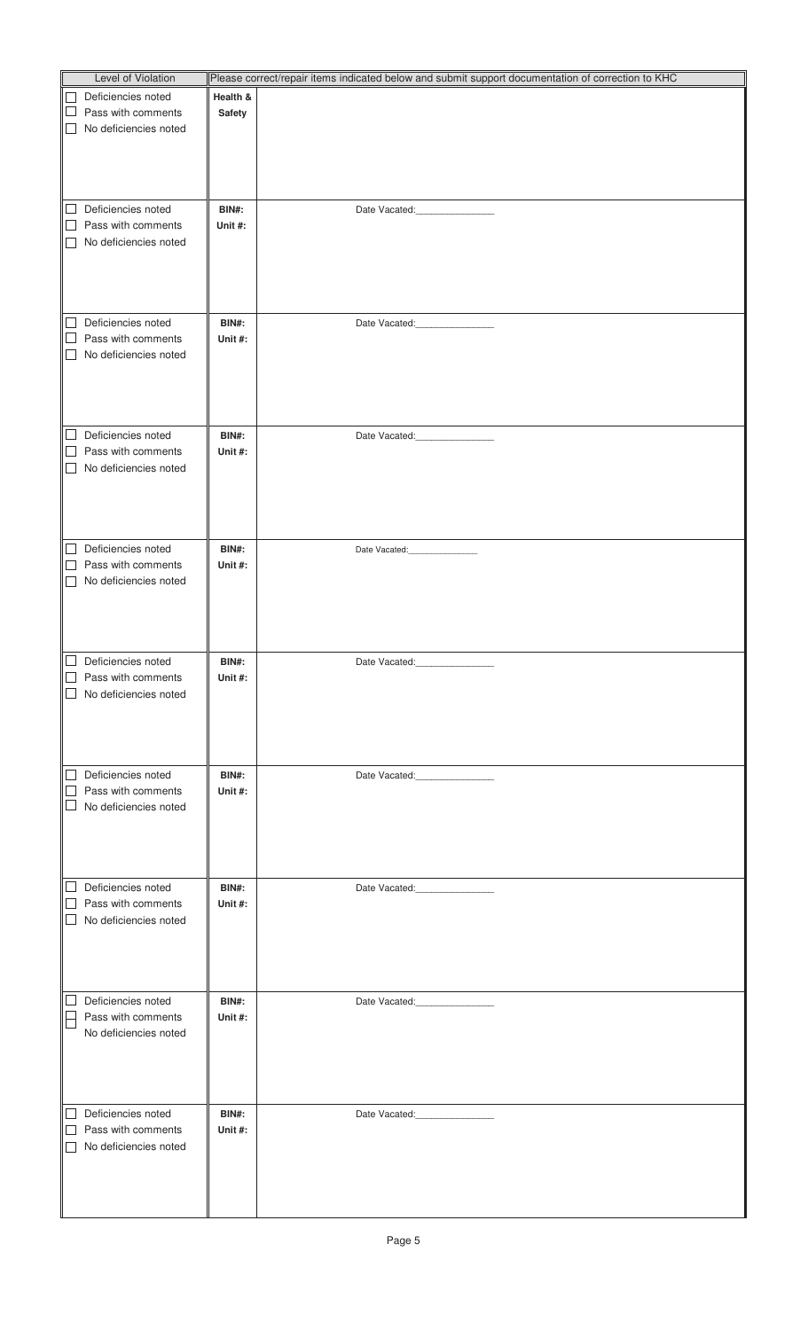| Level of Violation | Please correct/repair items indicated below and submit support documentation of correction to KHC | |
|---|---|---|
| ☐ Deficiencies noted<br>☐ Pass with comments<br>☐ No deficiencies noted | **Health & Safety** | |
| ☐ Deficiencies noted<br>☐ Pass with comments<br>☐ No deficiencies noted | **BIN#:**<br>**Unit #:** | Date Vacated:_______________ |
| ☐ Deficiencies noted<br>☐ Pass with comments<br>☐ No deficiencies noted | **BIN#:**<br>**Unit #:** | Date Vacated:_______________ |
| ☐ Deficiencies noted<br>☐ Pass with comments<br>☐ No deficiencies noted | **BIN#:**<br>**Unit #:** | Date Vacated:_______________ |
| ☐ Deficiencies noted<br>☐ Pass with comments<br>☐ No deficiencies noted | **BIN#:**<br>**Unit #:** | Date Vacated:_______________ |
| ☐ Deficiencies noted<br>☐ Pass with comments<br>☐ No deficiencies noted | **BIN#:**<br>**Unit #:** | Date Vacated:_______________ |
| ☐ Deficiencies noted<br>☐ Pass with comments<br>☐ No deficiencies noted | **BIN#:**<br>**Unit #:** | Date Vacated:_______________ |
| ☐ Deficiencies noted<br>☐ Pass with comments<br>☐ No deficiencies noted | **BIN#:**<br>**Unit #:** | Date Vacated:_______________ |
| ☐ Deficiencies noted<br>☐ Pass with comments<br>No deficiencies noted | **BIN#:**<br>**Unit #:** | Date Vacated:_______________ |
| ☐ Deficiencies noted<br>☐ Pass with comments<br>☐ No deficiencies noted | **BIN#:**<br>**Unit #:** | Date Vacated:_______________ |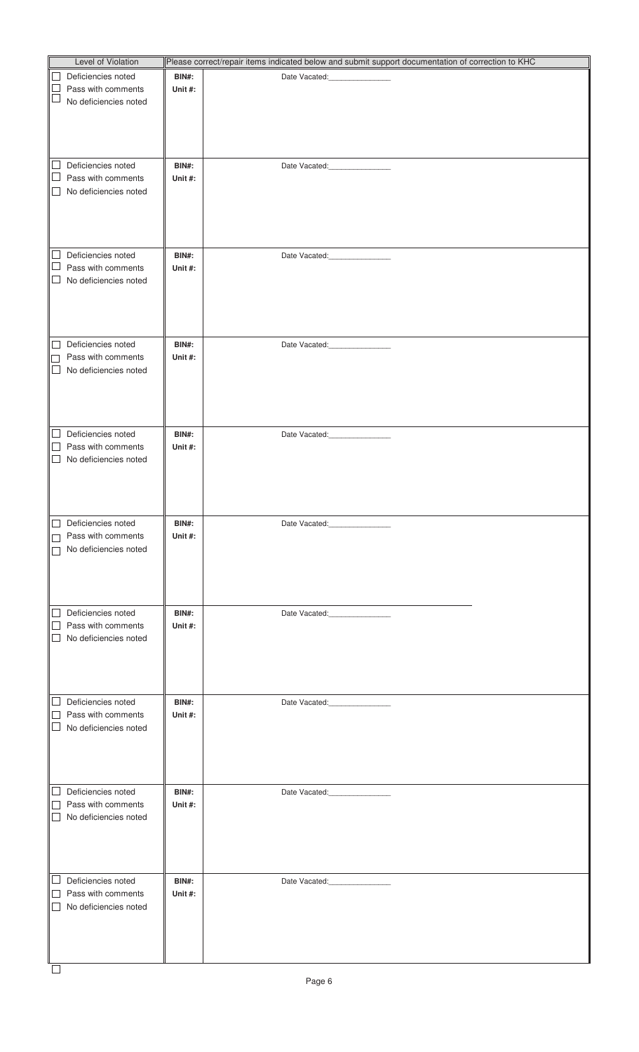| Level of Violation | | Please correct/repair items indicated below and submit support documentation of correction to KHC |
|---|---|---|
| ☐ Deficiencies noted<br>☐ Pass with comments<br>☐ No deficiencies noted | **BIN#:**<br>**Unit #:** | Date Vacated:______________ |
| ☐ Deficiencies noted<br>☐ Pass with comments<br>☐ No deficiencies noted | **BIN#:**<br>**Unit #:** | Date Vacated:______________ |
| ☐ Deficiencies noted<br>☐ Pass with comments<br>☐ No deficiencies noted | **BIN#:**<br>**Unit #:** | Date Vacated:______________ |
| ☐ Deficiencies noted<br>☐ Pass with comments<br>☐ No deficiencies noted | **BIN#:**<br>**Unit #:** | Date Vacated:______________ |
| ☐ Deficiencies noted<br>☐ Pass with comments<br>☐ No deficiencies noted | **BIN#:**<br>**Unit #:** | Date Vacated:______________ |
| ☐ Deficiencies noted<br>☐ Pass with comments<br>☐ No deficiencies noted | **BIN#:**<br>**Unit #:** | Date Vacated:______________ |
| ☐ Deficiencies noted<br>☐ Pass with comments<br>☐ No deficiencies noted | **BIN#:**<br>**Unit #:** | Date Vacated:______________ |
| ☐ Deficiencies noted<br>☐ Pass with comments<br>☐ No deficiencies noted | **BIN#:**<br>**Unit #:** | Date Vacated:______________ |
| ☐ Deficiencies noted<br>☐ Pass with comments<br>☐ No deficiencies noted | **BIN#:**<br>**Unit #:** | Date Vacated:______________ |
| ☐ Deficiencies noted<br>☐ Pass with comments<br>☐ No deficiencies noted | **BIN#:**<br>**Unit #:** | Date Vacated:______________ |

☐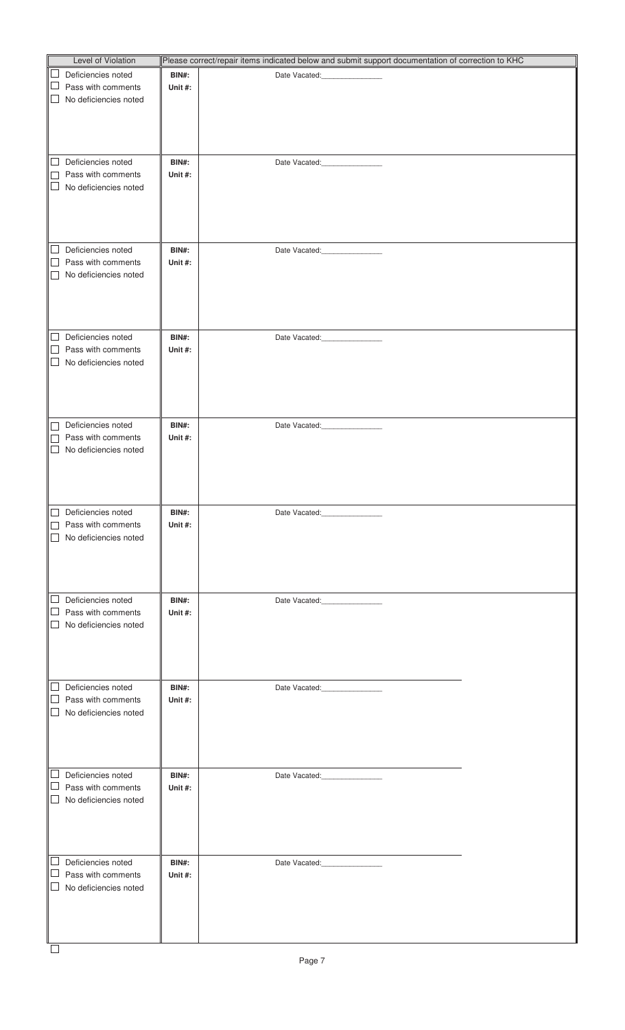| Level of Violation | | Please correct/repair items indicated below and submit support documentation of correction to KHC |
|---|---|---|
| ☐ Deficiencies noted<br>☐ Pass with comments<br>☐ No deficiencies noted | **BIN#:**<br>**Unit #:** | Date Vacated:______________ |
| ☐ Deficiencies noted<br>☐ Pass with comments<br>☐ No deficiencies noted | **BIN#:**<br>**Unit #:** | Date Vacated:______________ |
| ☐ Deficiencies noted<br>☐ Pass with comments<br>☐ No deficiencies noted | **BIN#:**<br>**Unit #:** | Date Vacated:______________ |
| ☐ Deficiencies noted<br>☐ Pass with comments<br>☐ No deficiencies noted | **BIN#:**<br>**Unit #:** | Date Vacated:______________ |
| ☐ Deficiencies noted<br>☐ Pass with comments<br>☐ No deficiencies noted | **BIN#:**<br>**Unit #:** | Date Vacated:______________ |
| ☐ Deficiencies noted<br>☐ Pass with comments<br>☐ No deficiencies noted | **BIN#:**<br>**Unit #:** | Date Vacated:______________ |
| ☐ Deficiencies noted<br>☐ Pass with comments<br>☐ No deficiencies noted | **BIN#:**<br>**Unit #:** | Date Vacated:______________ |
| ☐ Deficiencies noted<br>☐ Pass with comments<br>☐ No deficiencies noted | **BIN#:**<br>**Unit #:** | Date Vacated:______________ |
| ☐ Deficiencies noted<br>☐ Pass with comments<br>☐ No deficiencies noted | **BIN#:**<br>**Unit #:** | Date Vacated:______________ |
| ☐ Deficiencies noted<br>☐ Pass with comments<br>☐ No deficiencies noted | **BIN#:**<br>**Unit #:** | Date Vacated:______________ |

☐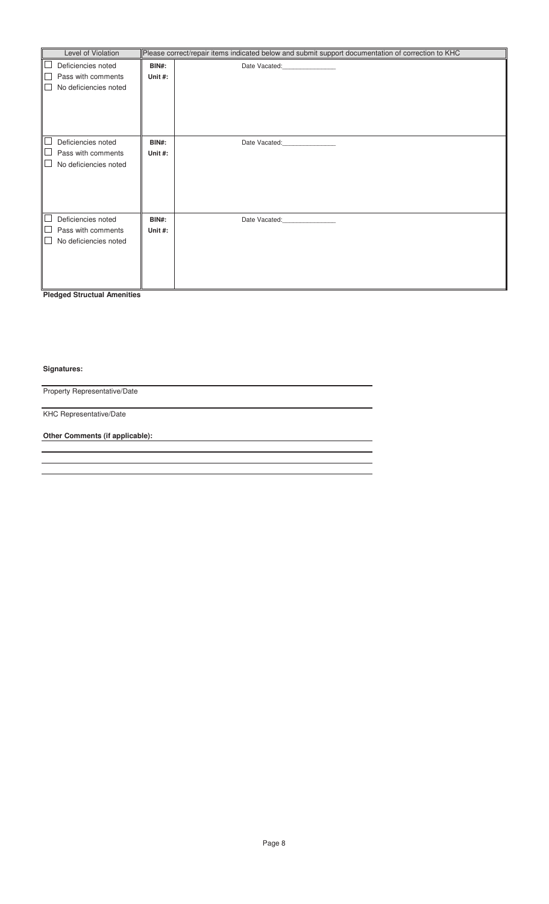| Level of Violation | | Please correct/repair items indicated below and submit support documentation of correction to KHC |
|---|---|---|
| ☐ Deficiencies noted<br>☐ Pass with comments<br>☐ No deficiencies noted | **BIN#:**<br>**Unit #:** | Date Vacated:_______________ |
| ☐ Deficiencies noted<br>☐ Pass with comments<br>☐ No deficiencies noted | **BIN#:**<br>**Unit #:** | Date Vacated:_______________ |
| ☐ Deficiencies noted<br>☐ Pass with comments<br>☐ No deficiencies noted | **BIN#:**<br>**Unit #:** | Date Vacated:_______________ |

**Pledged Structual Amenities**

**Signatures:**

_______________________________________________

Property Representative/Date

_______________________________________________

KHC Representative/Date

**Other Comments (if applicable):** _______________________________________________

_______________________________________________

_______________________________________________

_______________________________________________